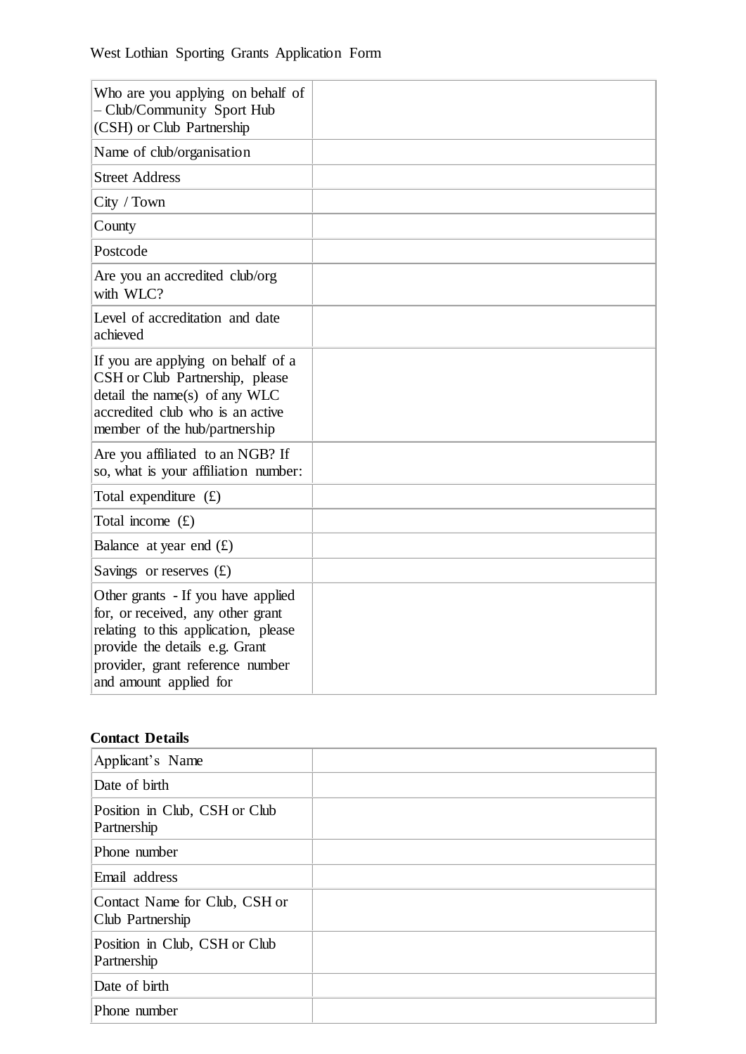West Lothian Sporting Grants Application Form

| | |
|---|---|
| Who are you applying on behalf of – Club/Community Sport Hub (CSH) or Club Partnership | |
| Name of club/organisation | |
| Street Address | |
| City / Town | |
| County | |
| Postcode | |
| Are you an accredited club/org with WLC? | |
| Level of accreditation and date achieved | |
| If you are applying on behalf of a CSH or Club Partnership, please detail the name(s) of any WLC accredited club who is an active member of the hub/partnership | |
| Are you affiliated to an NGB? If so, what is your affiliation number: | |
| Total expenditure (£) | |
| Total income (£) | |
| Balance at year end (£) | |
| Savings or reserves (£) | |
| Other grants - If you have applied for, or received, any other grant relating to this application, please provide the details e.g. Grant provider, grant reference number and amount applied for | |

**Contact Details**

| | |
|---|---|
| Applicant's Name | |
| Date of birth | |
| Position in Club, CSH or Club Partnership | |
| Phone number | |
| Email address | |
| Contact Name for Club, CSH or Club Partnership | |
| Position in Club, CSH or Club Partnership | |
| Date of birth | |
| Phone number | |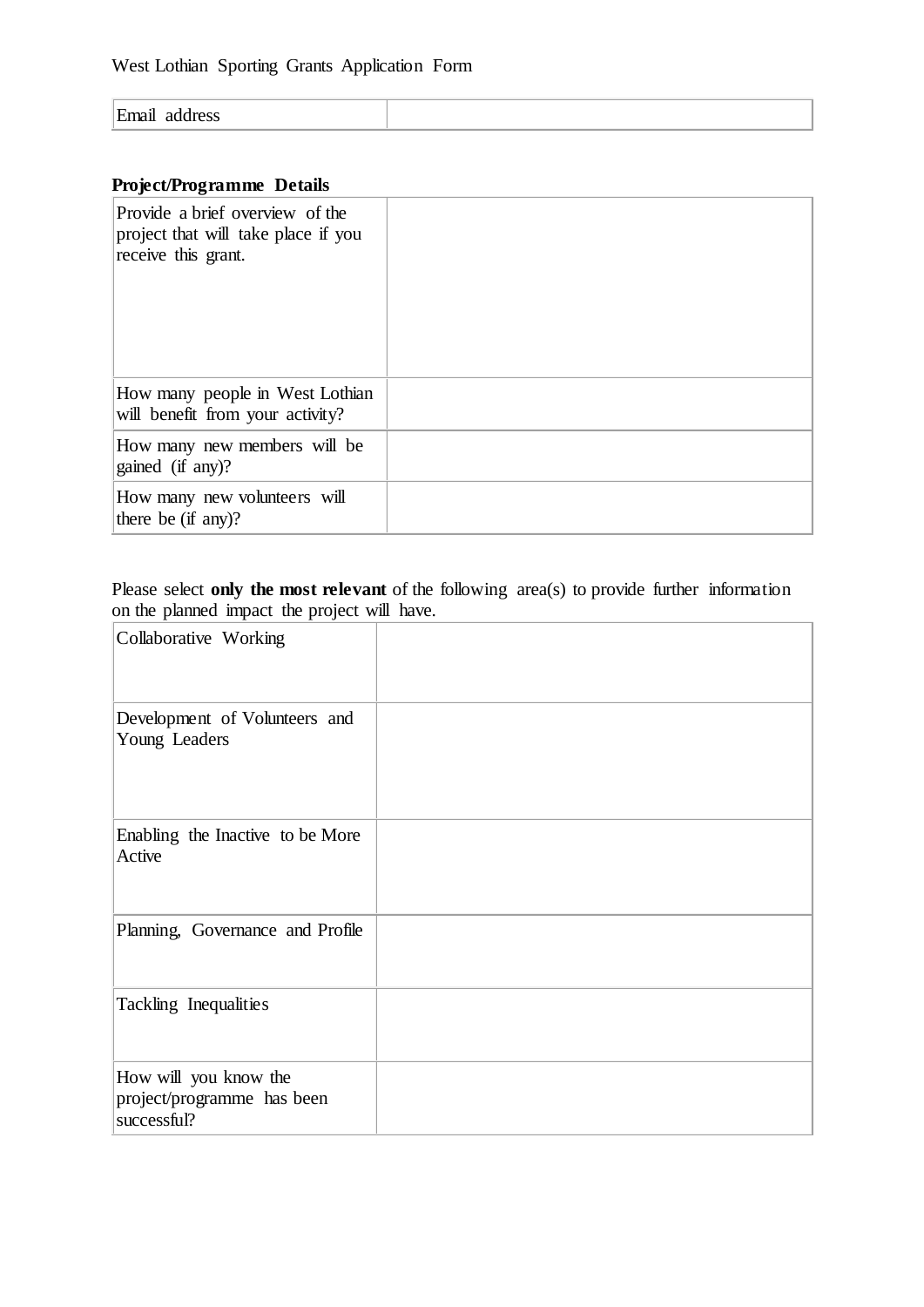| Email address | |
|---|---|

**Project/Programme Details**

| Provide a brief overview of the project that will take place if you receive this grant. | |
|---|---|
| How many people in West Lothian will benefit from your activity? | |
| How many new members will be gained (if any)? | |
| How many new volunteers will there be (if any)? | |

Please select **only the most relevant** of the following area(s) to provide further information on the planned impact the project will have.

| Collaborative Working | |
|---|---|
| Development of Volunteers and Young Leaders | |
| Enabling the Inactive to be More Active | |
| Planning, Governance and Profile | |
| Tackling Inequalities | |
| How will you know the project/programme has been successful? | |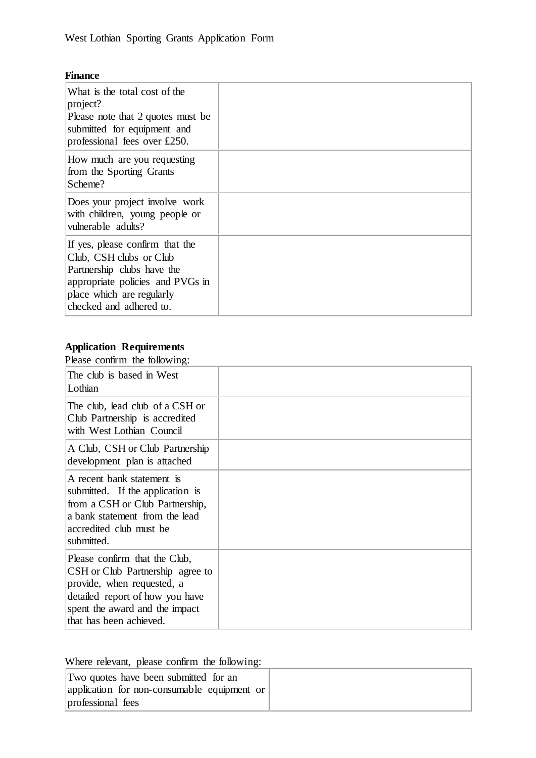**Finance**

| | |
|---|---|
| What is the total cost of the project?<br>Please note that 2 quotes must be submitted for equipment and professional fees over £250. | |
| How much are you requesting from the Sporting Grants Scheme? | |
| Does your project involve work with children, young people or vulnerable adults? | |
| If yes, please confirm that the Club, CSH clubs or Club Partnership clubs have the appropriate policies and PVGs in place which are regularly checked and adhered to. | |

**Application Requirements**

Please confirm the following:

| | |
|---|---|
| The club is based in West Lothian | |
| The club, lead club of a CSH or Club Partnership is accredited with West Lothian Council | |
| A Club, CSH or Club Partnership development plan is attached | |
| A recent bank statement is submitted. If the application is from a CSH or Club Partnership, a bank statement from the lead accredited club must be submitted. | |
| Please confirm that the Club, CSH or Club Partnership agree to provide, when requested, a detailed report of how you have spent the award and the impact that has been achieved. | |

Where relevant, please confirm the following:

| | |
|---|---|
| Two quotes have been submitted for an application for non-consumable equipment or professional fees | |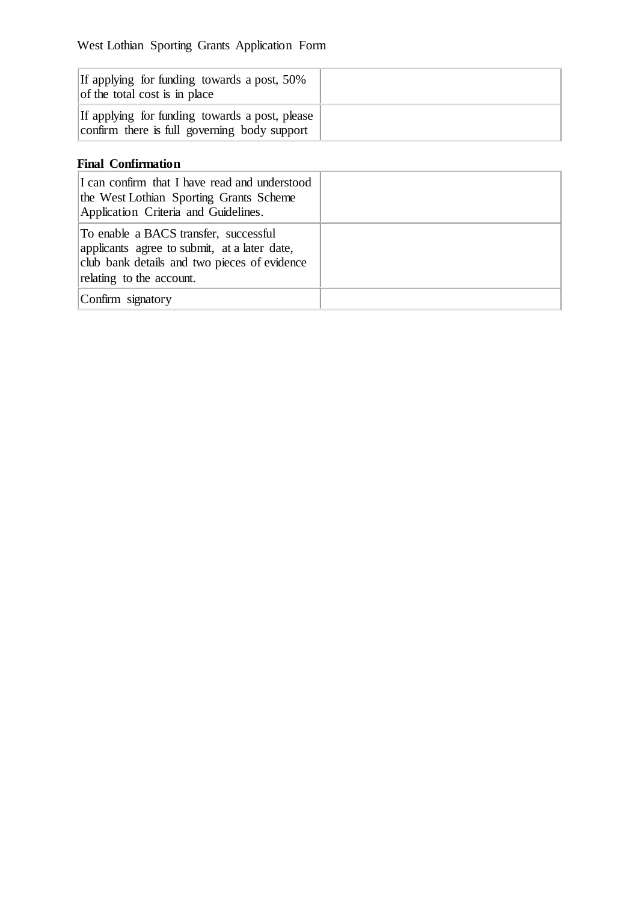| | |
|---|---|
| If applying for funding towards a post, 50% of the total cost is in place | |
| If applying for funding towards a post, please confirm there is full governing body support | |

**Final Confirmation**

| | |
|---|---|
| I can confirm that I have read and understood the West Lothian Sporting Grants Scheme Application Criteria and Guidelines. | |
| To enable a BACS transfer, successful applicants agree to submit, at a later date, club bank details and two pieces of evidence relating to the account. | |
| Confirm signatory | |